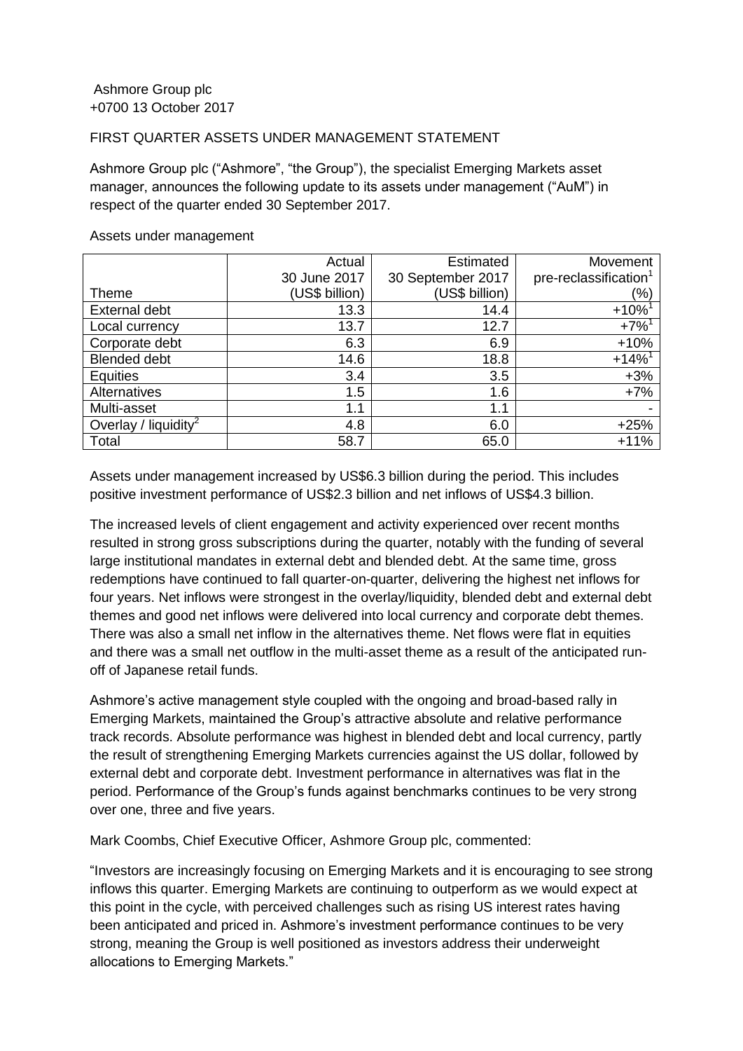Ashmore Group plc
+0700 13 October 2017

FIRST QUARTER ASSETS UNDER MANAGEMENT STATEMENT

Ashmore Group plc ("Ashmore", "the Group"), the specialist Emerging Markets asset manager, announces the following update to its assets under management ("AuM") in respect of the quarter ended 30 September 2017.

Assets under management

| Theme | Actual 30 June 2017 (US$ billion) | Estimated 30 September 2017 (US$ billion) | Movement pre-reclassification[1] (%) |
|---|---|---|---|
| External debt | 13.3 | 14.4 | +10%[1] |
| Local currency | 13.7 | 12.7 | +7%[1] |
| Corporate debt | 6.3 | 6.9 | +10% |
| Blended debt | 14.6 | 18.8 | +14%[1] |
| Equities | 3.4 | 3.5 | +3% |
| Alternatives | 1.5 | 1.6 | +7% |
| Multi-asset | 1.1 | 1.1 | - |
| Overlay / liquidity[2] | 4.8 | 6.0 | +25% |
| Total | 58.7 | 65.0 | +11% |

Assets under management increased by US$6.3 billion during the period. This includes positive investment performance of US$2.3 billion and net inflows of US$4.3 billion.

The increased levels of client engagement and activity experienced over recent months resulted in strong gross subscriptions during the quarter, notably with the funding of several large institutional mandates in external debt and blended debt. At the same time, gross redemptions have continued to fall quarter-on-quarter, delivering the highest net inflows for four years. Net inflows were strongest in the overlay/liquidity, blended debt and external debt themes and good net inflows were delivered into local currency and corporate debt themes. There was also a small net inflow in the alternatives theme. Net flows were flat in equities and there was a small net outflow in the multi-asset theme as a result of the anticipated run-off of Japanese retail funds.

Ashmore's active management style coupled with the ongoing and broad-based rally in Emerging Markets, maintained the Group's attractive absolute and relative performance track records. Absolute performance was highest in blended debt and local currency, partly the result of strengthening Emerging Markets currencies against the US dollar, followed by external debt and corporate debt. Investment performance in alternatives was flat in the period. Performance of the Group's funds against benchmarks continues to be very strong over one, three and five years.

Mark Coombs, Chief Executive Officer, Ashmore Group plc, commented:

"Investors are increasingly focusing on Emerging Markets and it is encouraging to see strong inflows this quarter. Emerging Markets are continuing to outperform as we would expect at this point in the cycle, with perceived challenges such as rising US interest rates having been anticipated and priced in. Ashmore's investment performance continues to be very strong, meaning the Group is well positioned as investors address their underweight allocations to Emerging Markets."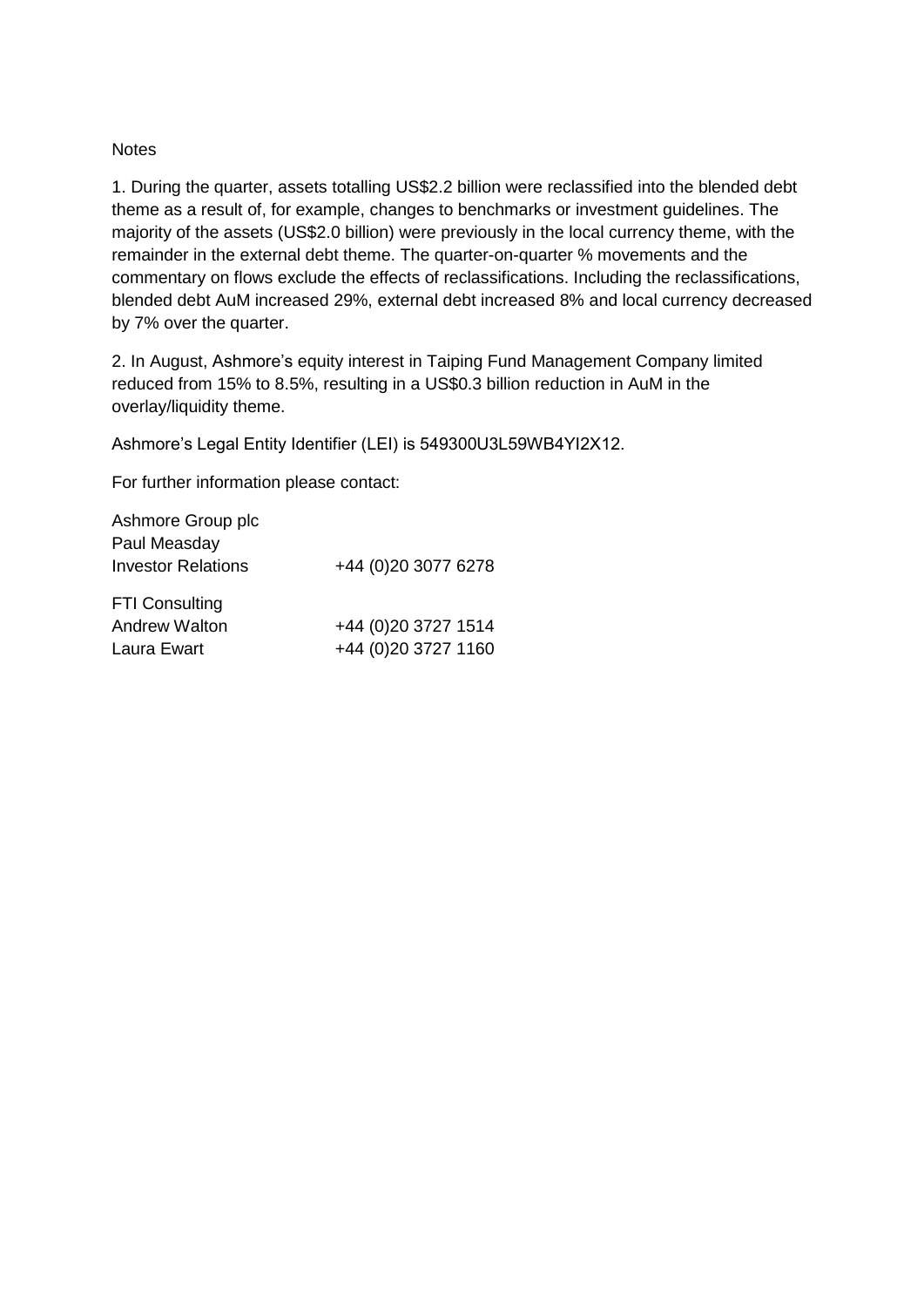Notes

1. During the quarter, assets totalling US$2.2 billion were reclassified into the blended debt theme as a result of, for example, changes to benchmarks or investment guidelines. The majority of the assets (US$2.0 billion) were previously in the local currency theme, with the remainder in the external debt theme. The quarter-on-quarter % movements and the commentary on flows exclude the effects of reclassifications. Including the reclassifications, blended debt AuM increased 29%, external debt increased 8% and local currency decreased by 7% over the quarter.

2. In August, Ashmore's equity interest in Taiping Fund Management Company limited reduced from 15% to 8.5%, resulting in a US$0.3 billion reduction in AuM in the overlay/liquidity theme.

Ashmore's Legal Entity Identifier (LEI) is 549300U3L59WB4YI2X12.

For further information please contact:

| | |
|---|---|
| Ashmore Group plc | |
| Paul Measday | |
| Investor Relations | +44 (0)20 3077 6278 |
| FTI Consulting | |
| Andrew Walton | +44 (0)20 3727 1514 |
| Laura Ewart | +44 (0)20 3727 1160 |